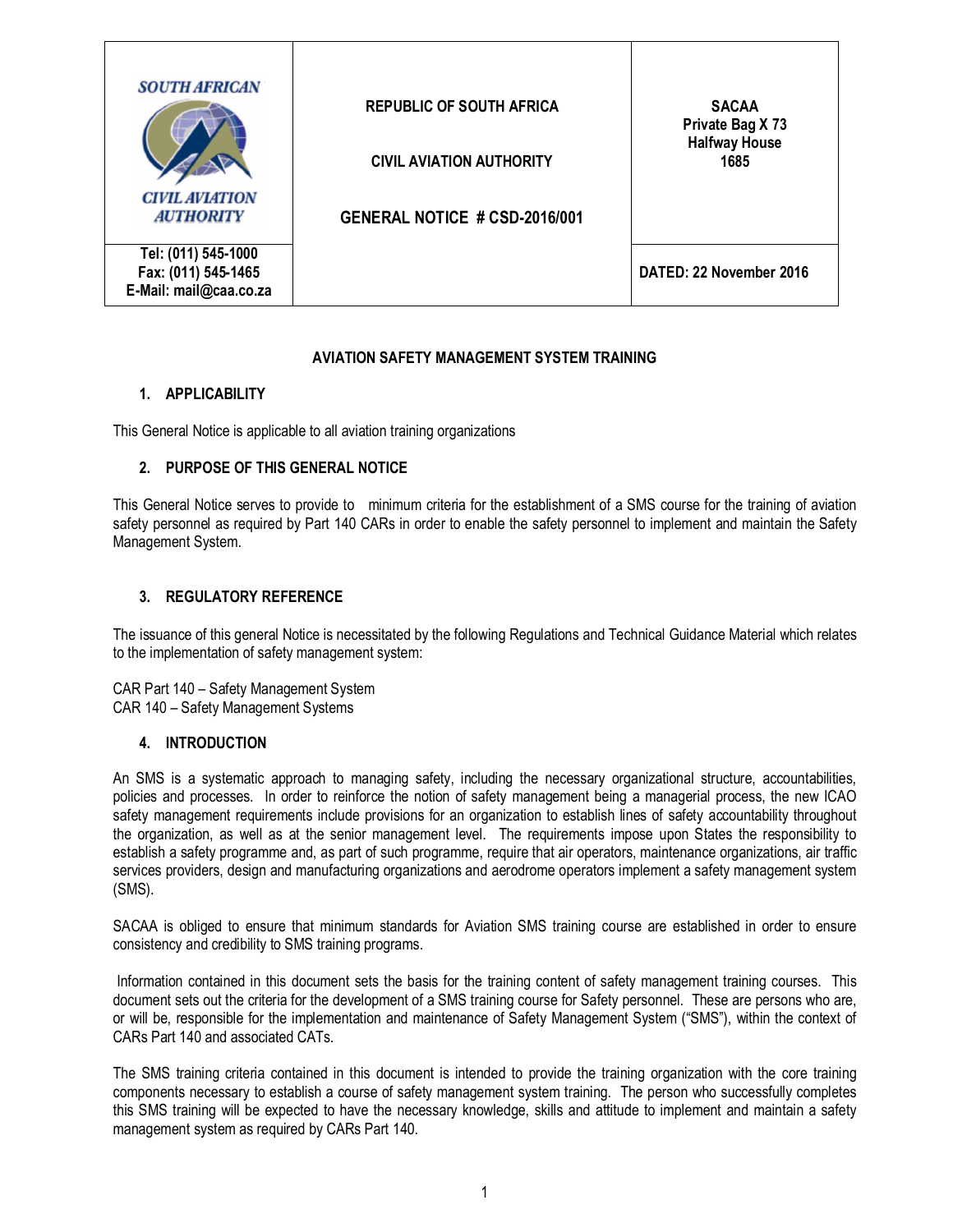| SOUTH AFRICAN CIVIL AVIATION AUTHORITY | REPUBLIC OF SOUTH AFRICA<br><br>CIVIL AVIATION AUTHORITY<br><br>GENERAL NOTICE # CSD-2016/001 | SACAA<br>Private Bag X 73<br>Halfway House<br>1685 |
|---|---|---|
| Tel: (011) 545-1000<br>Fax: (011) 545-1465<br>E-Mail: mail@caa.co.za | | DATED: 22 November 2016 |

**AVIATION SAFETY MANAGEMENT SYSTEM TRAINING**

## 1. APPLICABILITY

This General Notice is applicable to all aviation training organizations

## 2. PURPOSE OF THIS GENERAL NOTICE

This General Notice serves to provide to minimum criteria for the establishment of a SMS course for the training of aviation safety personnel as required by Part 140 CARs in order to enable the safety personnel to implement and maintain the Safety Management System.

## 3. REGULATORY REFERENCE

The issuance of this general Notice is necessitated by the following Regulations and Technical Guidance Material which relates to the implementation of safety management system:

CAR Part 140 – Safety Management System
CAR 140 – Safety Management Systems

## 4. INTRODUCTION

An SMS is a systematic approach to managing safety, including the necessary organizational structure, accountabilities, policies and processes. In order to reinforce the notion of safety management being a managerial process, the new ICAO safety management requirements include provisions for an organization to establish lines of safety accountability throughout the organization, as well as at the senior management level. The requirements impose upon States the responsibility to establish a safety programme and, as part of such programme, require that air operators, maintenance organizations, air traffic services providers, design and manufacturing organizations and aerodrome operators implement a safety management system (SMS).

SACAA is obliged to ensure that minimum standards for Aviation SMS training course are established in order to ensure consistency and credibility to SMS training programs.

Information contained in this document sets the basis for the training content of safety management training courses. This document sets out the criteria for the development of a SMS training course for Safety personnel. These are persons who are, or will be, responsible for the implementation and maintenance of Safety Management System ("SMS"), within the context of CARs Part 140 and associated CATs.

The SMS training criteria contained in this document is intended to provide the training organization with the core training components necessary to establish a course of safety management system training. The person who successfully completes this SMS training will be expected to have the necessary knowledge, skills and attitude to implement and maintain a safety management system as required by CARs Part 140.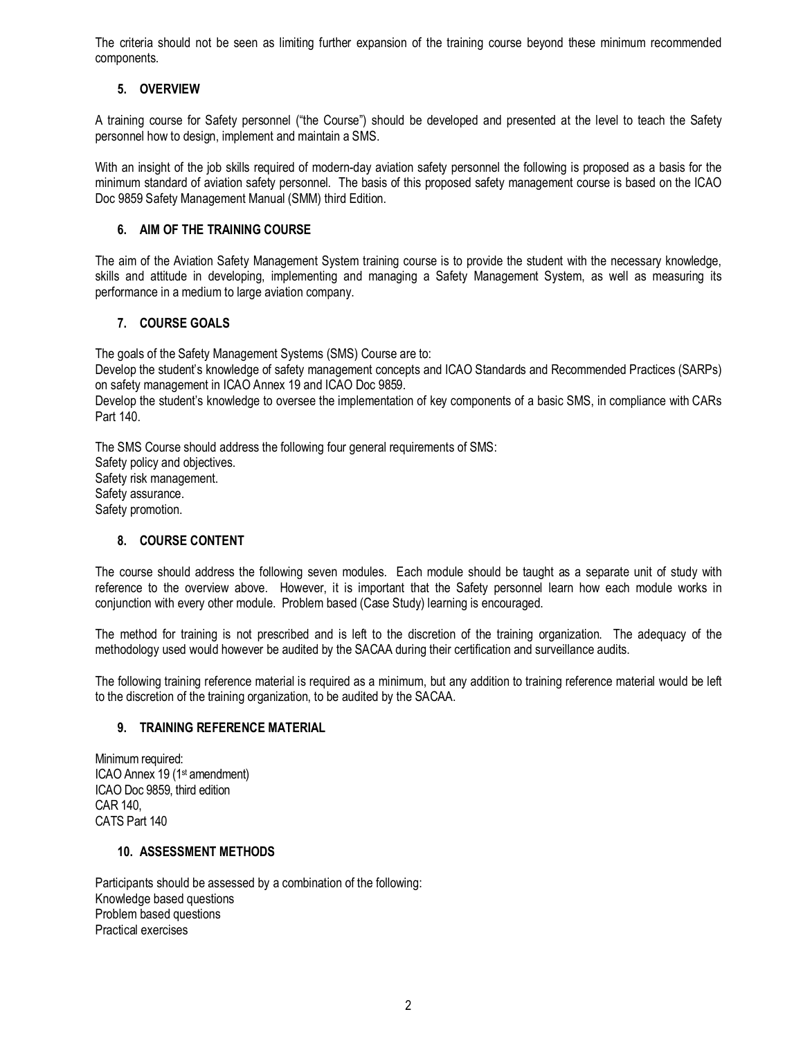The criteria should not be seen as limiting further expansion of the training course beyond these minimum recommended components.

## 5. OVERVIEW

A training course for Safety personnel ("the Course") should be developed and presented at the level to teach the Safety personnel how to design, implement and maintain a SMS.

With an insight of the job skills required of modern-day aviation safety personnel the following is proposed as a basis for the minimum standard of aviation safety personnel. The basis of this proposed safety management course is based on the ICAO Doc 9859 Safety Management Manual (SMM) third Edition.

## 6. AIM OF THE TRAINING COURSE

The aim of the Aviation Safety Management System training course is to provide the student with the necessary knowledge, skills and attitude in developing, implementing and managing a Safety Management System, as well as measuring its performance in a medium to large aviation company.

## 7. COURSE GOALS

The goals of the Safety Management Systems (SMS) Course are to:
Develop the student's knowledge of safety management concepts and ICAO Standards and Recommended Practices (SARPs) on safety management in ICAO Annex 19 and ICAO Doc 9859.
Develop the student's knowledge to oversee the implementation of key components of a basic SMS, in compliance with CARs Part 140.

The SMS Course should address the following four general requirements of SMS:
Safety policy and objectives.
Safety risk management.
Safety assurance.
Safety promotion.

## 8. COURSE CONTENT

The course should address the following seven modules. Each module should be taught as a separate unit of study with reference to the overview above. However, it is important that the Safety personnel learn how each module works in conjunction with every other module. Problem based (Case Study) learning is encouraged.

The method for training is not prescribed and is left to the discretion of the training organization. The adequacy of the methodology used would however be audited by the SACAA during their certification and surveillance audits.

The following training reference material is required as a minimum, but any addition to training reference material would be left to the discretion of the training organization, to be audited by the SACAA.

## 9. TRAINING REFERENCE MATERIAL

Minimum required:
ICAO Annex 19 (1st amendment)
ICAO Doc 9859, third edition
CAR 140,
CATS Part 140

## 10. ASSESSMENT METHODS

Participants should be assessed by a combination of the following:
Knowledge based questions
Problem based questions
Practical exercises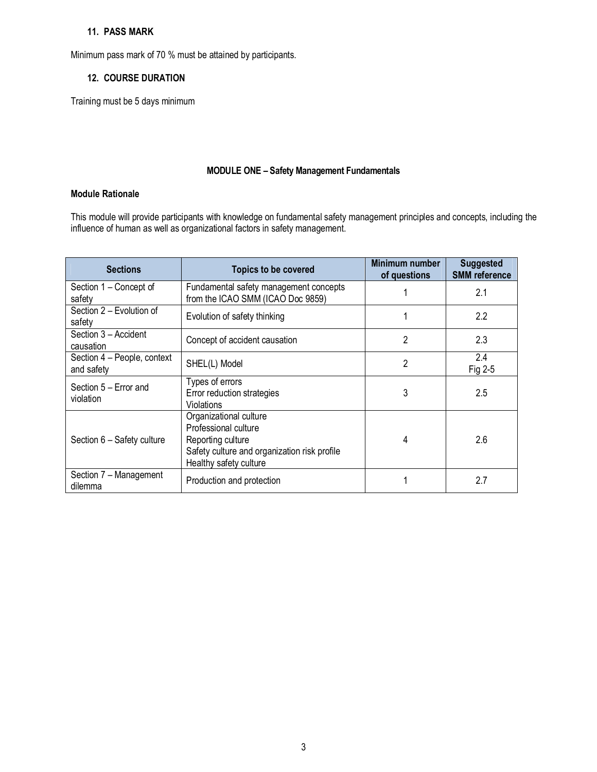### 11. PASS MARK

Minimum pass mark of 70 % must be attained by participants.

### 12. COURSE DURATION

Training must be 5 days minimum

## MODULE ONE – Safety Management Fundamentals

**Module Rationale**

This module will provide participants with knowledge on fundamental safety management principles and concepts, including the influence of human as well as organizational factors in safety management.

| Sections | Topics to be covered | Minimum number of questions | Suggested SMM reference |
|---|---|---|---|
| Section 1 – Concept of safety | Fundamental safety management concepts from the ICAO SMM (ICAO Doc 9859) | 1 | 2.1 |
| Section 2 – Evolution of safety | Evolution of safety thinking | 1 | 2.2 |
| Section 3 – Accident causation | Concept of accident causation | 2 | 2.3 |
| Section 4 – People, context and safety | SHEL(L) Model | 2 | 2.4<br>Fig 2-5 |
| Section 5 – Error and violation | Types of errors<br>Error reduction strategies<br>Violations | 3 | 2.5 |
| Section 6 – Safety culture | Organizational culture<br>Professional culture<br>Reporting culture<br>Safety culture and organization risk profile<br>Healthy safety culture | 4 | 2.6 |
| Section 7 – Management dilemma | Production and protection | 1 | 2.7 |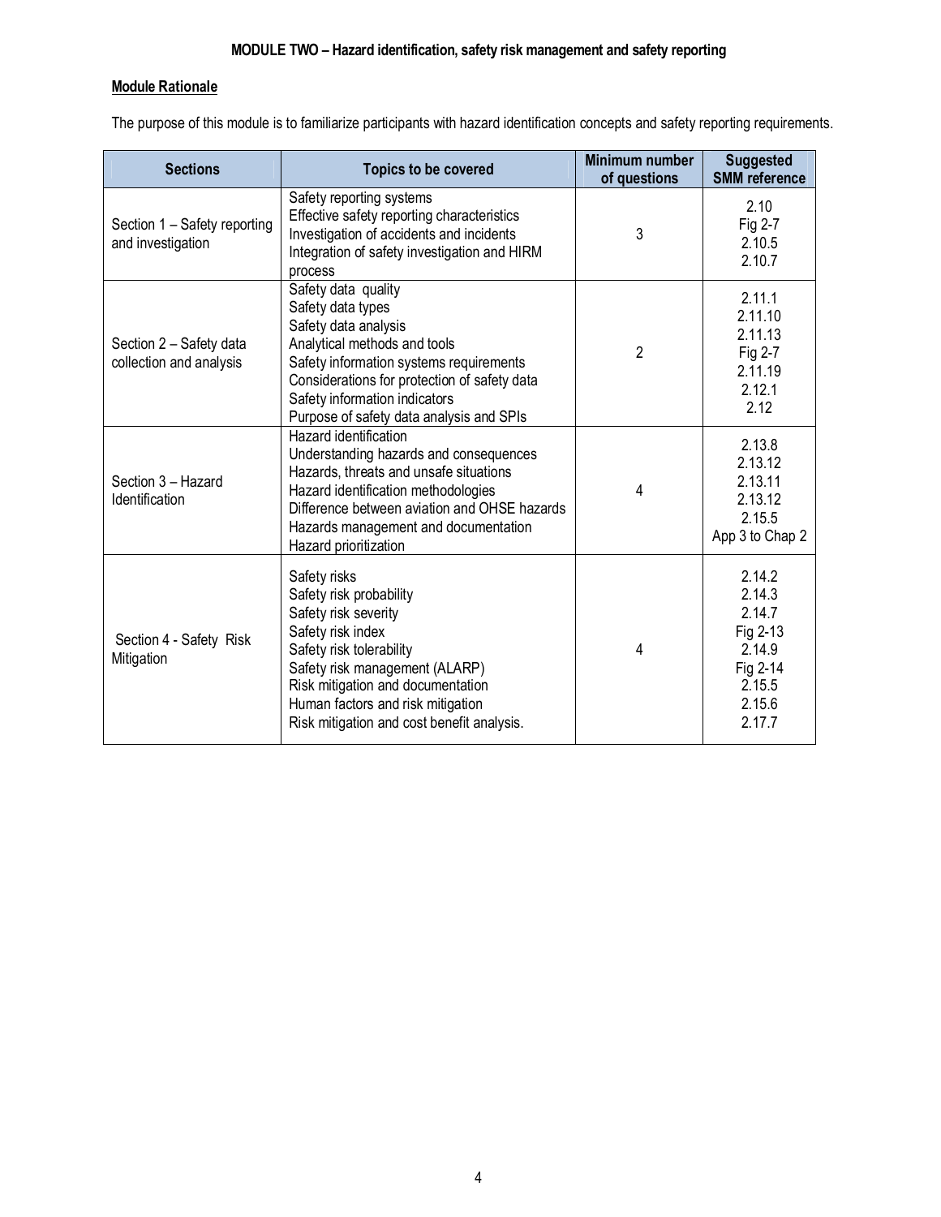# MODULE TWO – Hazard identification, safety risk management and safety reporting

## Module Rationale

The purpose of this module is to familiarize participants with hazard identification concepts and safety reporting requirements.

| Sections | Topics to be covered | Minimum number of questions | Suggested SMM reference |
|---|---|---|---|
| Section 1 – Safety reporting and investigation | Safety reporting systems<br>Effective safety reporting characteristics<br>Investigation of accidents and incidents<br>Integration of safety investigation and HIRM process | 3 | 2.10<br>Fig 2-7<br>2.10.5<br>2.10.7 |
| Section 2 – Safety data collection and analysis | Safety data quality<br>Safety data types<br>Safety data analysis<br>Analytical methods and tools<br>Safety information systems requirements<br>Considerations for protection of safety data<br>Safety information indicators<br>Purpose of safety data analysis and SPIs | 2 | 2.11.1<br>2.11.10<br>2.11.13<br>Fig 2-7<br>2.11.19<br>2.12.1<br>2.12 |
| Section 3 – Hazard Identification | Hazard identification<br>Understanding hazards and consequences<br>Hazards, threats and unsafe situations<br>Hazard identification methodologies<br>Difference between aviation and OHSE hazards<br>Hazards management and documentation<br>Hazard prioritization | 4 | 2.13.8<br>2.13.12<br>2.13.11<br>2.13.12<br>2.15.5<br>App 3 to Chap 2 |
| Section 4 - Safety Risk Mitigation | Safety risks<br>Safety risk probability<br>Safety risk severity<br>Safety risk index<br>Safety risk tolerability<br>Safety risk management (ALARP)<br>Risk mitigation and documentation<br>Human factors and risk mitigation<br>Risk mitigation and cost benefit analysis. | 4 | 2.14.2<br>2.14.3<br>2.14.7<br>Fig 2-13<br>2.14.9<br>Fig 2-14<br>2.15.5<br>2.15.6<br>2.17.7 |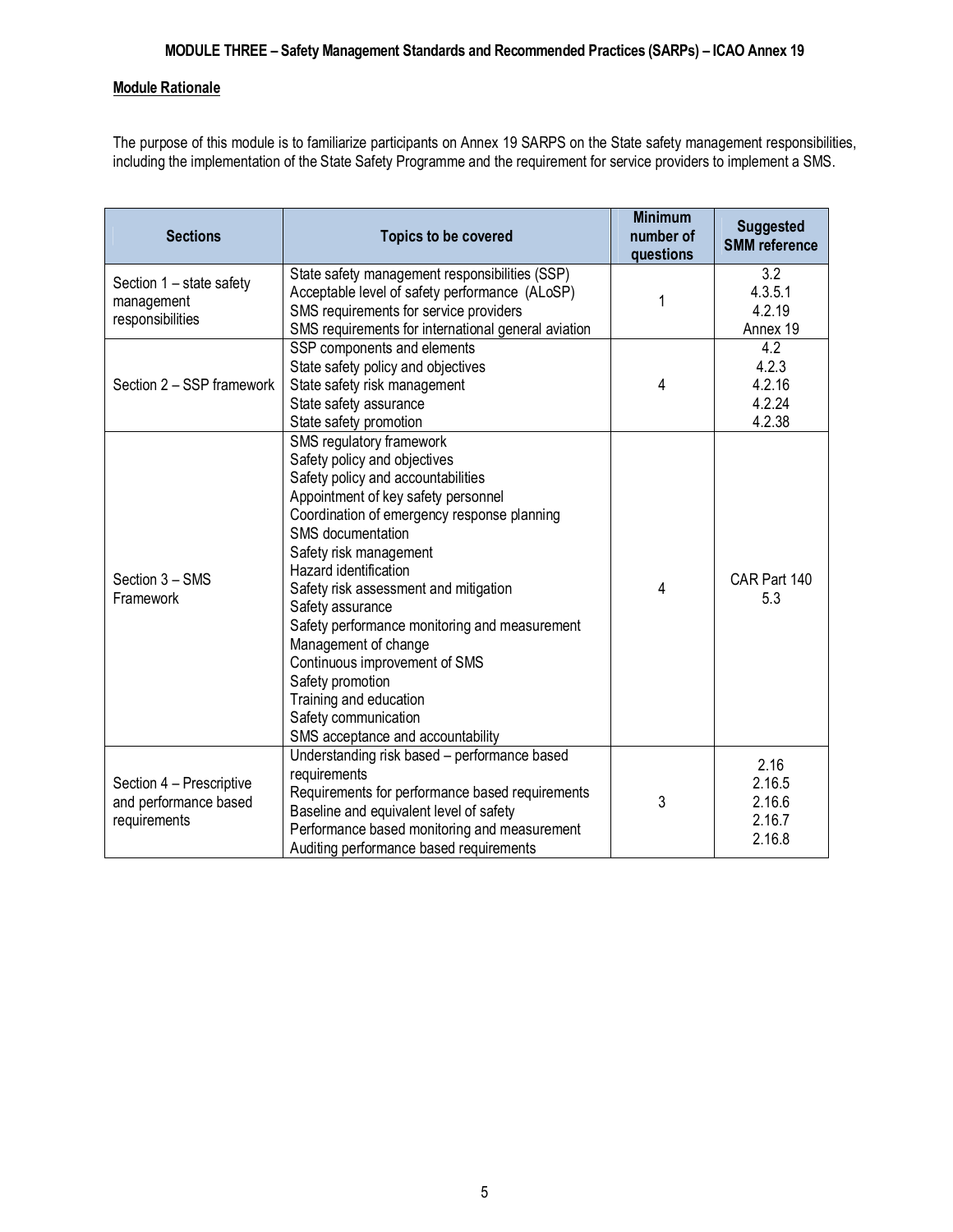**MODULE THREE – Safety Management Standards and Recommended Practices (SARPs) – ICAO Annex 19**

**Module Rationale**

The purpose of this module is to familiarize participants on Annex 19 SARPS on the State safety management responsibilities, including the implementation of the State Safety Programme and the requirement for service providers to implement a SMS.

| Sections | Topics to be covered | Minimum number of questions | Suggested SMM reference |
|---|---|---|---|
| Section 1 – state safety management responsibilities | State safety management responsibilities (SSP)<br>Acceptable level of safety performance (ALoSP)<br>SMS requirements for service providers<br>SMS requirements for international general aviation | 1 | 3.2<br>4.3.5.1<br>4.2.19<br>Annex 19 |
| Section 2 – SSP framework | SSP components and elements<br>State safety policy and objectives<br>State safety risk management<br>State safety assurance<br>State safety promotion | 4 | 4.2<br>4.2.3<br>4.2.16<br>4.2.24<br>4.2.38 |
| Section 3 – SMS Framework | SMS regulatory framework<br>Safety policy and objectives<br>Safety policy and accountabilities<br>Appointment of key safety personnel<br>Coordination of emergency response planning<br>SMS documentation<br>Safety risk management<br>Hazard identification<br>Safety risk assessment and mitigation<br>Safety assurance<br>Safety performance monitoring and measurement<br>Management of change<br>Continuous improvement of SMS<br>Safety promotion<br>Training and education<br>Safety communication<br>SMS acceptance and accountability | 4 | CAR Part 140<br>5.3 |
| Section 4 – Prescriptive and performance based requirements | Understanding risk based – performance based requirements<br>Requirements for performance based requirements<br>Baseline and equivalent level of safety<br>Performance based monitoring and measurement<br>Auditing performance based requirements | 3 | 2.16<br>2.16.5<br>2.16.6<br>2.16.7<br>2.16.8 |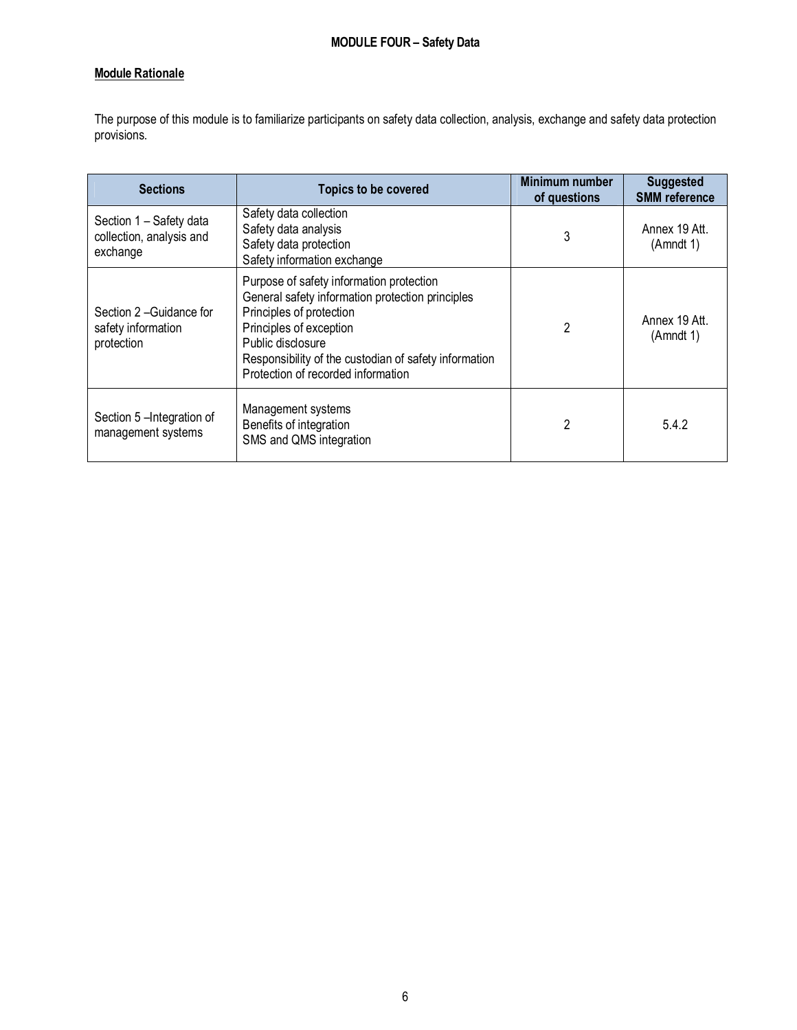# MODULE FOUR – Safety Data

**Module Rationale**

The purpose of this module is to familiarize participants on safety data collection, analysis, exchange and safety data protection provisions.

| Sections | Topics to be covered | Minimum number of questions | Suggested SMM reference |
|---|---|---|---|
| Section 1 – Safety data collection, analysis and exchange | Safety data collection<br>Safety data analysis<br>Safety data protection<br>Safety information exchange | 3 | Annex 19 Att. (Amndt 1) |
| Section 2 –Guidance for safety information protection | Purpose of safety information protection<br>General safety information protection principles<br>Principles of protection<br>Principles of exception<br>Public disclosure<br>Responsibility of the custodian of safety information<br>Protection of recorded information | 2 | Annex 19 Att. (Amndt 1) |
| Section 5 –Integration of management systems | Management systems<br>Benefits of integration<br>SMS and QMS integration | 2 | 5.4.2 |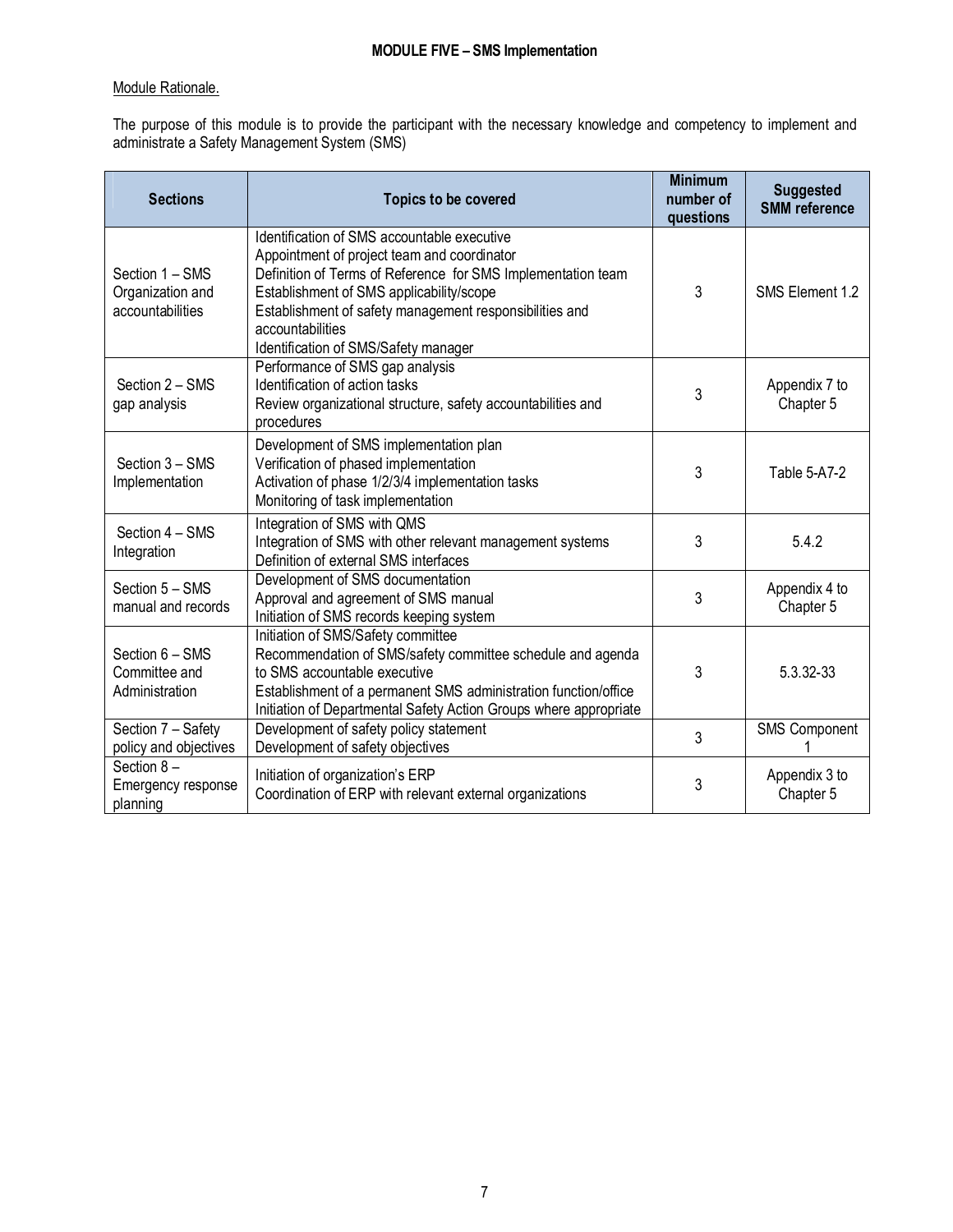**MODULE FIVE – SMS Implementation**

Module Rationale.

The purpose of this module is to provide the participant with the necessary knowledge and competency to implement and administrate a Safety Management System (SMS)

| Sections | Topics to be covered | Minimum number of questions | Suggested SMM reference |
|---|---|---|---|
| Section 1 – SMS Organization and accountabilities | Identification of SMS accountable executive<br>Appointment of project team and coordinator<br>Definition of Terms of Reference for SMS Implementation team<br>Establishment of SMS applicability/scope<br>Establishment of safety management responsibilities and accountabilities<br>Identification of SMS/Safety manager | 3 | SMS Element 1.2 |
| Section 2 – SMS gap analysis | Performance of SMS gap analysis<br>Identification of action tasks<br>Review organizational structure, safety accountabilities and procedures | 3 | Appendix 7 to Chapter 5 |
| Section 3 – SMS Implementation | Development of SMS implementation plan<br>Verification of phased implementation<br>Activation of phase 1/2/3/4 implementation tasks<br>Monitoring of task implementation | 3 | Table 5-A7-2 |
| Section 4 – SMS Integration | Integration of SMS with QMS<br>Integration of SMS with other relevant management systems<br>Definition of external SMS interfaces | 3 | 5.4.2 |
| Section 5 – SMS manual and records | Development of SMS documentation<br>Approval and agreement of SMS manual<br>Initiation of SMS records keeping system | 3 | Appendix 4 to Chapter 5 |
| Section 6 – SMS Committee and Administration | Initiation of SMS/Safety committee<br>Recommendation of SMS/safety committee schedule and agenda to SMS accountable executive<br>Establishment of a permanent SMS administration function/office<br>Initiation of Departmental Safety Action Groups where appropriate | 3 | 5.3.32-33 |
| Section 7 – Safety policy and objectives | Development of safety policy statement<br>Development of safety objectives | 3 | SMS Component 1 |
| Section 8 – Emergency response planning | Initiation of organization's ERP<br>Coordination of ERP with relevant external organizations | 3 | Appendix 3 to Chapter 5 |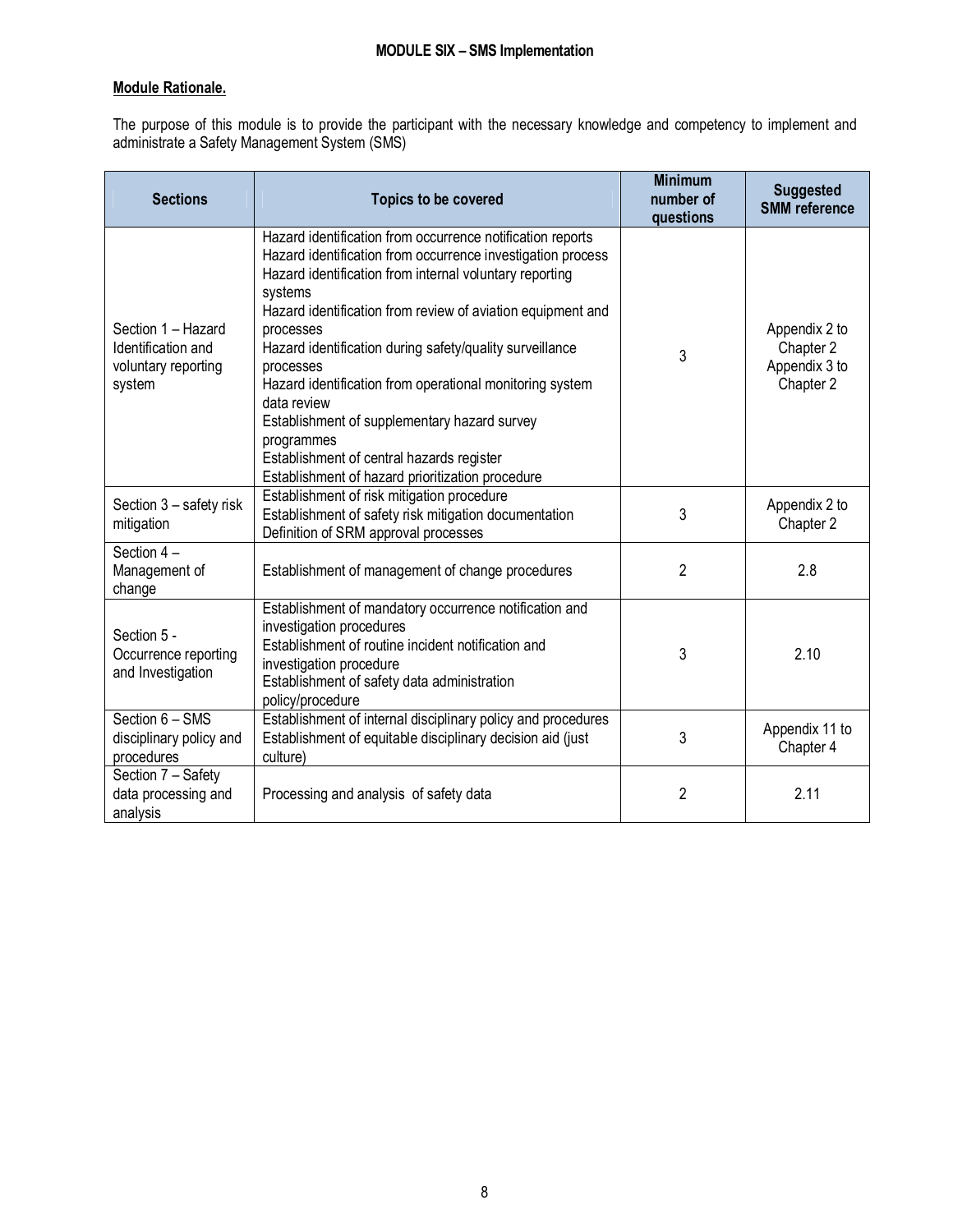## MODULE SIX – SMS Implementation

**Module Rationale.**

The purpose of this module is to provide the participant with the necessary knowledge and competency to implement and administrate a Safety Management System (SMS)

| Sections | Topics to be covered | Minimum number of questions | Suggested SMM reference |
|---|---|---|---|
| Section 1 – Hazard Identification and voluntary reporting system | Hazard identification from occurrence notification reports<br>Hazard identification from occurrence investigation process<br>Hazard identification from internal voluntary reporting systems<br>Hazard identification from review of aviation equipment and processes<br>Hazard identification during safety/quality surveillance processes<br>Hazard identification from operational monitoring system data review<br>Establishment of supplementary hazard survey programmes<br>Establishment of central hazards register<br>Establishment of hazard prioritization procedure | 3 | Appendix 2 to Chapter 2<br>Appendix 3 to Chapter 2 |
| Section 3 – safety risk mitigation | Establishment of risk mitigation procedure<br>Establishment of safety risk mitigation documentation<br>Definition of SRM approval processes | 3 | Appendix 2 to Chapter 2 |
| Section 4 – Management of change | Establishment of management of change procedures | 2 | 2.8 |
| Section 5 - Occurrence reporting and Investigation | Establishment of mandatory occurrence notification and investigation procedures<br>Establishment of routine incident notification and investigation procedure<br>Establishment of safety data administration policy/procedure | 3 | 2.10 |
| Section 6 – SMS disciplinary policy and procedures | Establishment of internal disciplinary policy and procedures<br>Establishment of equitable disciplinary decision aid (just culture) | 3 | Appendix 11 to Chapter 4 |
| Section 7 – Safety data processing and analysis | Processing and analysis of safety data | 2 | 2.11 |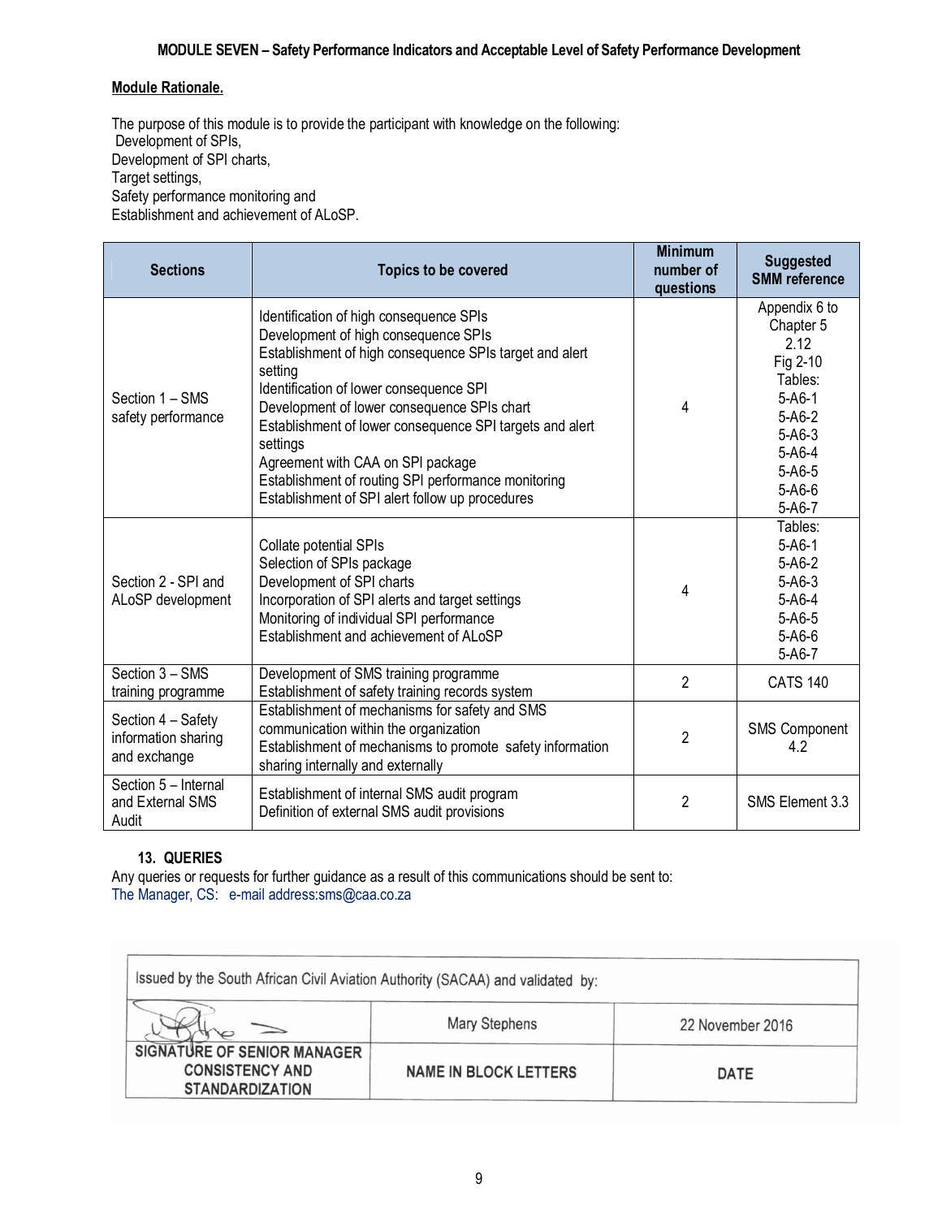**MODULE SEVEN – Safety Performance Indicators and Acceptable Level of Safety Performance Development**

**Module Rationale.**

The purpose of this module is to provide the participant with knowledge on the following:
Development of SPIs,
Development of SPI charts,
Target settings,
Safety performance monitoring and
Establishment and achievement of ALoSP.

| Sections | Topics to be covered | Minimum number of questions | Suggested SMM reference |
|---|---|---|---|
| Section 1 – SMS safety performance | Identification of high consequence SPIs<br>Development of high consequence SPIs<br>Establishment of high consequence SPIs target and alert setting<br>Identification of lower consequence SPI<br>Development of lower consequence SPIs chart<br>Establishment of lower consequence SPI targets and alert settings<br>Agreement with CAA on SPI package<br>Establishment of routing SPI performance monitoring<br>Establishment of SPI alert follow up procedures | 4 | Appendix 6 to Chapter 5<br>2.12<br>Fig 2-10<br>Tables:<br>5-A6-1<br>5-A6-2<br>5-A6-3<br>5-A6-4<br>5-A6-5<br>5-A6-6<br>5-A6-7 |
| Section 2 - SPI and ALoSP development | Collate potential SPIs<br>Selection of SPIs package<br>Development of SPI charts<br>Incorporation of SPI alerts and target settings<br>Monitoring of individual SPI performance<br>Establishment and achievement of ALoSP | 4 | Tables:<br>5-A6-1<br>5-A6-2<br>5-A6-3<br>5-A6-4<br>5-A6-5<br>5-A6-6<br>5-A6-7 |
| Section 3 – SMS training programme | Development of SMS training programme<br>Establishment of safety training records system | 2 | CATS 140 |
| Section 4 – Safety information sharing and exchange | Establishment of mechanisms for safety and SMS communication within the organization<br>Establishment of mechanisms to promote safety information sharing internally and externally | 2 | SMS Component 4.2 |
| Section 5 – Internal and External SMS Audit | Establishment of internal SMS audit program<br>Definition of external SMS audit provisions | 2 | SMS Element 3.3 |

**13. QUERIES**

Any queries or requests for further guidance as a result of this communications should be sent to:
The Manager, CS: e-mail address:sms@caa.co.za

| Issued by the South African Civil Aviation Authority (SACAA) and validated by: | | |
|---|---|---|
| | Mary Stephens | 22 November 2016 |
| SIGNATURE OF SENIOR MANAGER CONSISTENCY AND STANDARDIZATION | NAME IN BLOCK LETTERS | DATE |